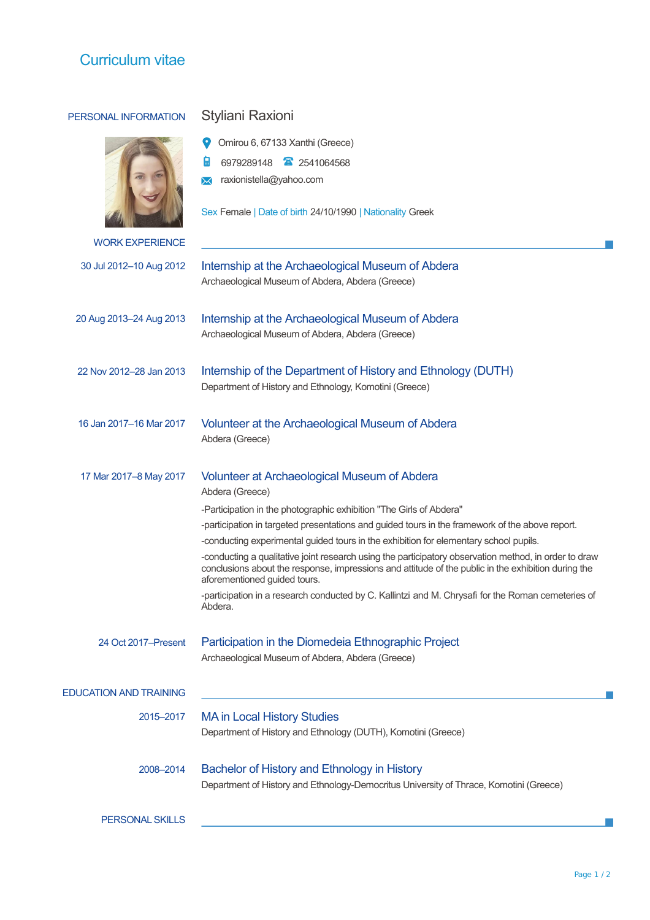# Curriculum vitae

## PERSONAL INFORMATION

### Styliani Raxioni

Omirou 6, 67133 Xanthi (Greece)

6979289148 2541064568

raxionistella@yahoo.com

Sex Female | Date of birth 24/10/1990 | Nationality Greek

## WORK EXPERIENCE

**30 Jul 2012–10 Aug 2012**

### Internship at the Archaeological Museum of Abdera

Archaeological Museum of Abdera, Abdera (Greece)

**20 Aug 2013–24 Aug 2013**

### Internship at the Archaeological Museum of Abdera

Archaeological Museum of Abdera, Abdera (Greece)

**22 Nov 2012–28 Jan 2013**

### Internship of the Department of History and Ethnology (DUTH)

Department of History and Ethnology, Komotini (Greece)

**16 Jan 2017–16 Mar 2017**

### Volunteer at the Archaeological Museum of Abdera

Abdera (Greece)

**17 Mar 2017–8 May 2017**

### Volunteer at Archaeological Museum of Abdera

Abdera (Greece)

-Participation in the photographic exhibition "The Girls of Abdera"

-participation in targeted presentations and guided tours in the framework of the above report.

-conducting experimental guided tours in the exhibition for elementary school pupils.

-conducting a qualitative joint research using the participatory observation method, in order to draw conclusions about the response, impressions and attitude of the public in the exhibition during the aforementioned guided tours.

-participation in a research conducted by C. Kallintzi and M. Chrysafi for the Roman cemeteries of Abdera.

**24 Oct 2017–Present**

### Participation in the Diomedeia Ethnographic Project

Archaeological Museum of Abdera, Abdera (Greece)

## EDUCATION AND TRAINING

**2015–2017**

### MA in Local History Studies

Department of History and Ethnology (DUTH), Komotini (Greece)

**2008–2014**

### Bachelor of History and Ethnology in History

Department of History and Ethnology-Democritus University of Thrace, Komotini (Greece)

## PERSONAL SKILLS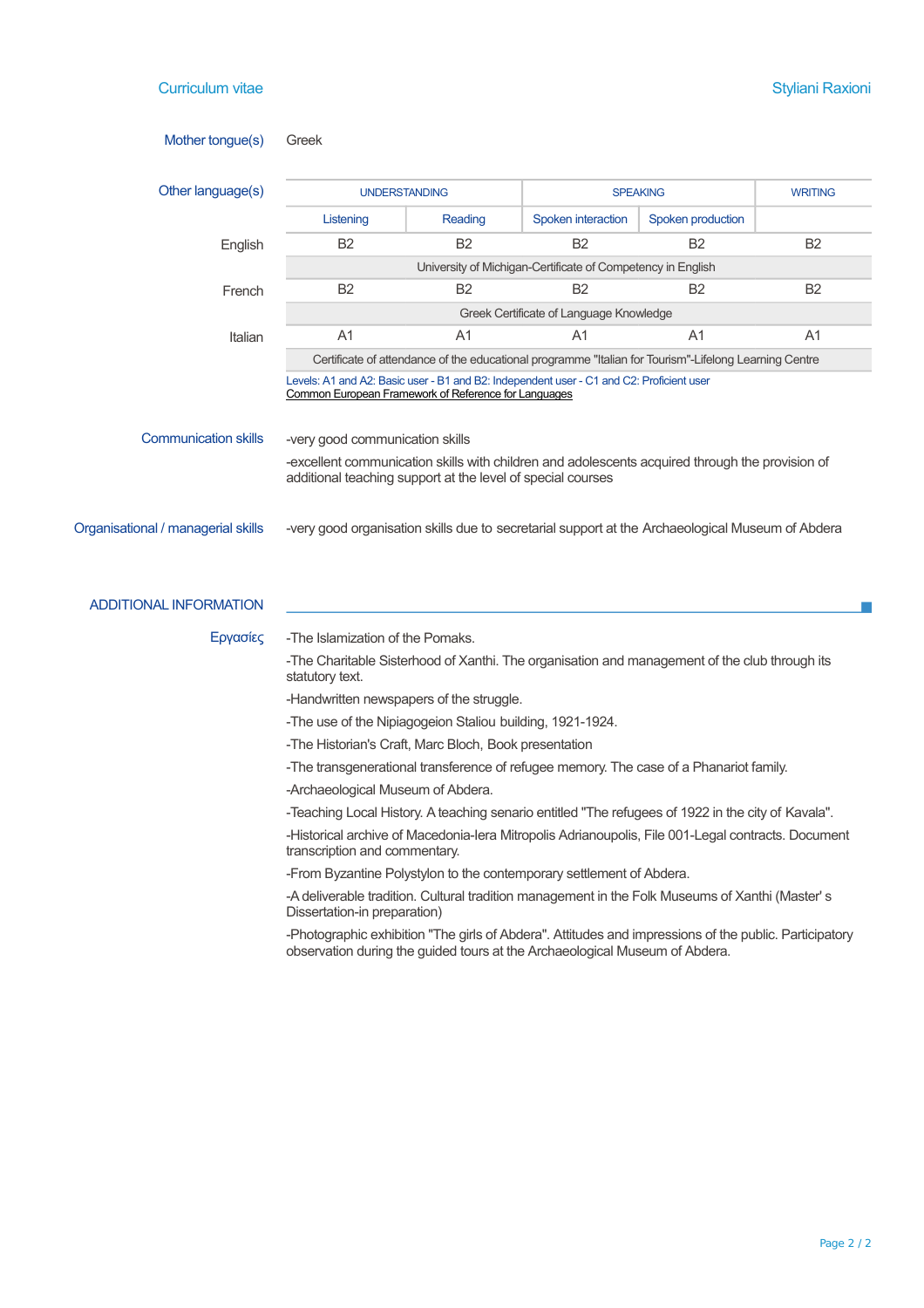Curriculum vitae — Styliani Raxioni

**Mother tongue(s)** Greek

**Other language(s)**

| | UNDERSTANDING | | SPEAKING | | WRITING |
|---|---|---|---|---|---|
| | Listening | Reading | Spoken interaction | Spoken production | |
| English | B2 | B2 | B2 | B2 | B2 |
| | University of Michigan-Certificate of Competency in English | | | | |
| French | B2 | B2 | B2 | B2 | B2 |
| | Greek Certificate of Language Knowledge | | | | |
| Italian | A1 | A1 | A1 | A1 | A1 |
| | Certificate of attendance of the educational programme "Italian for Tourism"-Lifelong Learning Centre | | | | |

Levels: A1 and A2: Basic user - B1 and B2: Independent user - C1 and C2: Proficient user
Common European Framework of Reference for Languages

**Communication skills**

-very good communication skills

-excellent communication skills with children and adolescents acquired through the provision of additional teaching support at the level of special courses

**Organisational / managerial skills**

-very good organisation skills due to secretarial support at the Archaeological Museum of Abdera

## ADDITIONAL INFORMATION

**Εργασίες**

-The Islamization of the Pomaks.

-The Charitable Sisterhood of Xanthi. The organisation and management of the club through its statutory text.

-Handwritten newspapers of the struggle.

-The use of the Nipiagogeion Staliou building, 1921-1924.

-The Historian's Craft, Marc Bloch, Book presentation

-The transgenerational transference of refugee memory. The case of a Phanariot family.

-Archaeological Museum of Abdera.

-Teaching Local History. A teaching senario entitled "The refugees of 1922 in the city of Kavala".

-Historical archive of Macedonia-Iera Mitropolis Adrianoupolis, File 001-Legal contracts. Document transcription and commentary.

-From Byzantine Polystylon to the contemporary settlement of Abdera.

-A deliverable tradition. Cultural tradition management in the Folk Museums of Xanthi (Master' s Dissertation-in preparation)

-Photographic exhibition "The girls of Abdera". Attitudes and impressions of the public. Participatory observation during the guided tours at the Archaeological Museum of Abdera.